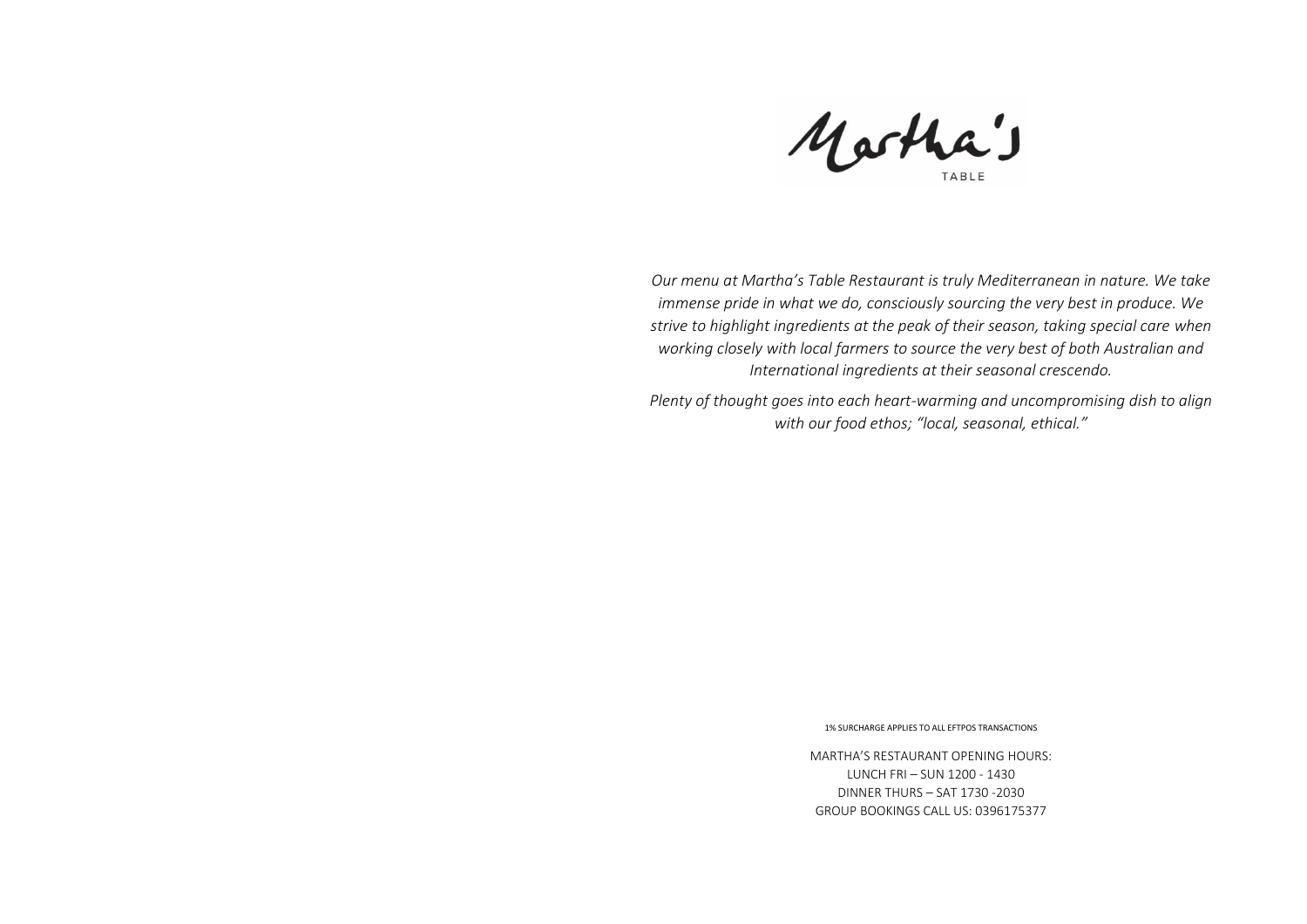# Martha's

TABLE

*Our menu at Martha's Table Restaurant is truly Mediterranean in nature. We take immense pride in what we do, consciously sourcing the very best in produce. We strive to highlight ingredients at the peak of their season, taking special care when working closely with local farmers to source the very best of both Australian and International ingredients at their seasonal crescendo.*

*Plenty of thought goes into each heart-warming and uncompromising dish to align with our food ethos; "local, seasonal, ethical."*

1% SURCHARGE APPLIES TO ALL EFTPOS TRANSACTIONS

MARTHA'S RESTAURANT OPENING HOURS:
LUNCH FRI – SUN 1200 - 1430
DINNER THURS – SAT 1730 -2030
GROUP BOOKINGS CALL US: 0396175377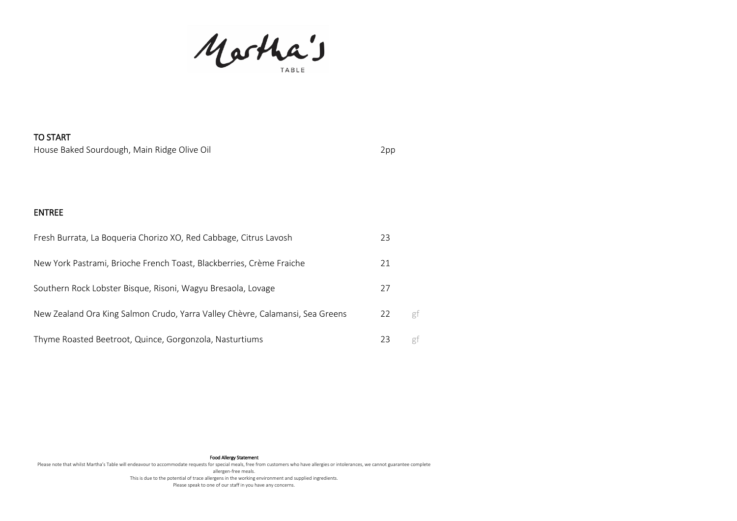# Martha's TABLE

## TO START

| | | |
|---|---|---|
| House Baked Sourdough, Main Ridge Olive Oil | 2pp | |

## ENTREE

| | | |
|---|---|---|
| Fresh Burrata, La Boqueria Chorizo XO, Red Cabbage, Citrus Lavosh | 23 | |
| New York Pastrami, Brioche French Toast, Blackberries, Crème Fraiche | 21 | |
| Southern Rock Lobster Bisque, Risoni, Wagyu Bresaola, Lovage | 27 | |
| New Zealand Ora King Salmon Crudo, Yarra Valley Chèvre, Calamansi, Sea Greens | 22 | gf |
| Thyme Roasted Beetroot, Quince, Gorgonzola, Nasturtiums | 23 | gf |

**Food Allergy Statement**

Please note that whilst Martha's Table will endeavour to accommodate requests for special meals, free from customers who have allergies or intolerances, we cannot guarantee complete allergen-free meals.

This is due to the potential of trace allergens in the working environment and supplied ingredients.

Please speak to one of our staff in you have any concerns.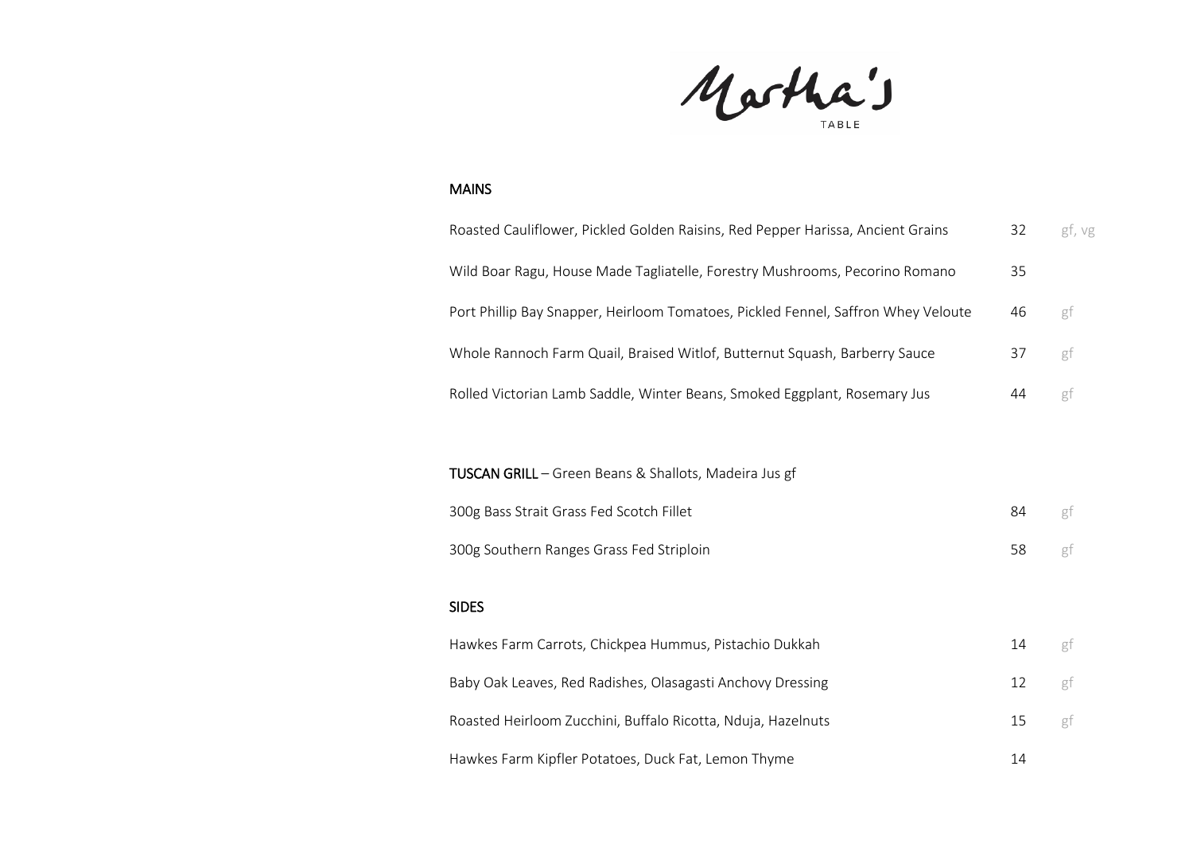# Martha's

TABLE

## MAINS

| Dish | Price | |
|---|---|---|
| Roasted Cauliflower, Pickled Golden Raisins, Red Pepper Harissa, Ancient Grains | 32 | gf, vg |
| Wild Boar Ragu, House Made Tagliatelle, Forestry Mushrooms, Pecorino Romano | 35 | |
| Port Phillip Bay Snapper, Heirloom Tomatoes, Pickled Fennel, Saffron Whey Veloute | 46 | gf |
| Whole Rannoch Farm Quail, Braised Witlof, Butternut Squash, Barberry Sauce | 37 | gf |
| Rolled Victorian Lamb Saddle, Winter Beans, Smoked Eggplant, Rosemary Jus | 44 | gf |

## TUSCAN GRILL – Green Beans & Shallots, Madeira Jus gf

| Dish | Price | |
|---|---|---|
| 300g Bass Strait Grass Fed Scotch Fillet | 84 | gf |
| 300g Southern Ranges Grass Fed Striploin | 58 | gf |

## SIDES

| Dish | Price | |
|---|---|---|
| Hawkes Farm Carrots, Chickpea Hummus, Pistachio Dukkah | 14 | gf |
| Baby Oak Leaves, Red Radishes, Olasagasti Anchovy Dressing | 12 | gf |
| Roasted Heirloom Zucchini, Buffalo Ricotta, Nduja, Hazelnuts | 15 | gf |
| Hawkes Farm Kipfler Potatoes, Duck Fat, Lemon Thyme | 14 | |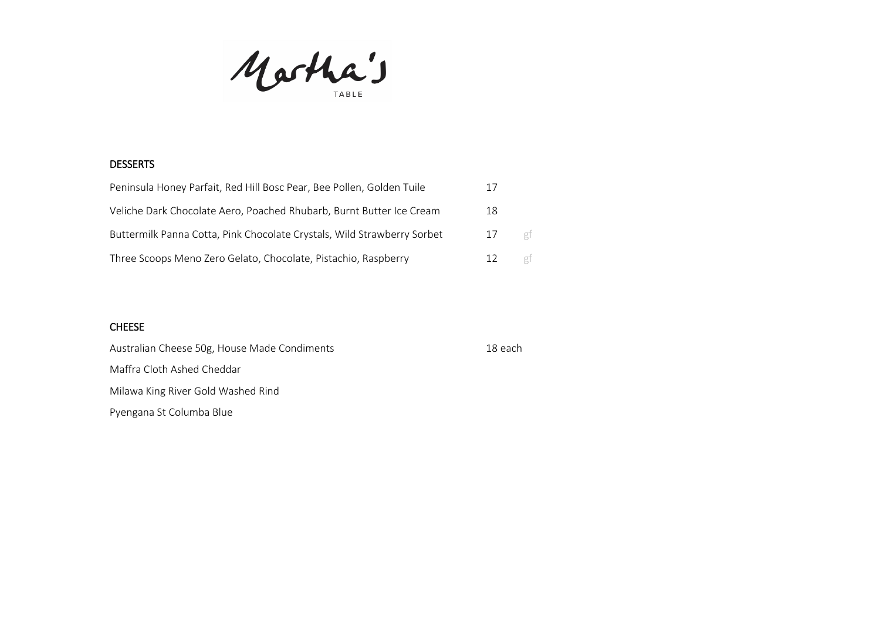Martha's
TABLE

## DESSERTS

| | | |
|---|---|---|
| Peninsula Honey Parfait, Red Hill Bosc Pear, Bee Pollen, Golden Tuile | 17 | |
| Veliche Dark Chocolate Aero, Poached Rhubarb, Burnt Butter Ice Cream | 18 | |
| Buttermilk Panna Cotta, Pink Chocolate Crystals, Wild Strawberry Sorbet | 17 | gf |
| Three Scoops Meno Zero Gelato, Chocolate, Pistachio, Raspberry | 12 | gf |

## CHEESE

| | |
|---|---|
| Australian Cheese 50g, House Made Condiments | 18 each |
| Maffra Cloth Ashed Cheddar | |
| Milawa King River Gold Washed Rind | |
| Pyengana St Columba Blue | |